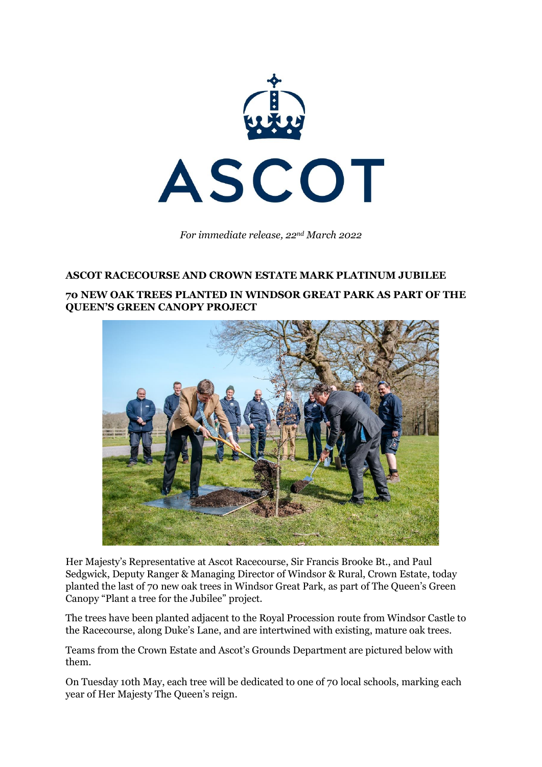ASCOT

*For immediate release, 22nd March 2022*

**ASCOT RACECOURSE AND CROWN ESTATE MARK PLATINUM JUBILEE**

**70 NEW OAK TREES PLANTED IN WINDSOR GREAT PARK AS PART OF THE QUEEN'S GREEN CANOPY PROJECT**

Her Majesty's Representative at Ascot Racecourse, Sir Francis Brooke Bt., and Paul Sedgwick, Deputy Ranger & Managing Director of Windsor & Rural, Crown Estate, today planted the last of 70 new oak trees in Windsor Great Park, as part of The Queen's Green Canopy "Plant a tree for the Jubilee" project.

The trees have been planted adjacent to the Royal Procession route from Windsor Castle to the Racecourse, along Duke's Lane, and are intertwined with existing, mature oak trees.

Teams from the Crown Estate and Ascot's Grounds Department are pictured below with them.

On Tuesday 10th May, each tree will be dedicated to one of 70 local schools, marking each year of Her Majesty The Queen's reign.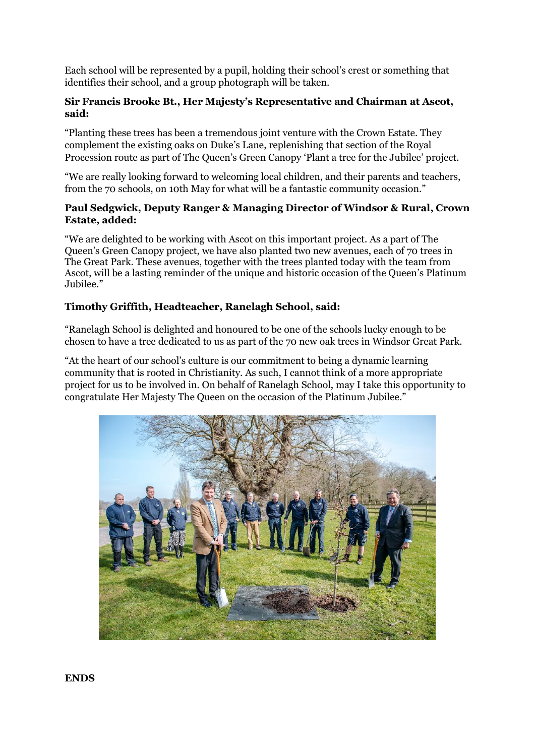Each school will be represented by a pupil, holding their school's crest or something that identifies their school, and a group photograph will be taken.

**Sir Francis Brooke Bt., Her Majesty's Representative and Chairman at Ascot, said:**

"Planting these trees has been a tremendous joint venture with the Crown Estate. They complement the existing oaks on Duke's Lane, replenishing that section of the Royal Procession route as part of The Queen's Green Canopy 'Plant a tree for the Jubilee' project.

"We are really looking forward to welcoming local children, and their parents and teachers, from the 70 schools, on 10th May for what will be a fantastic community occasion."

**Paul Sedgwick, Deputy Ranger & Managing Director of Windsor & Rural, Crown Estate, added:**

"We are delighted to be working with Ascot on this important project. As a part of The Queen's Green Canopy project, we have also planted two new avenues, each of 70 trees in The Great Park. These avenues, together with the trees planted today with the team from Ascot, will be a lasting reminder of the unique and historic occasion of the Queen's Platinum Jubilee."

**Timothy Griffith, Headteacher, Ranelagh School, said:**

"Ranelagh School is delighted and honoured to be one of the schools lucky enough to be chosen to have a tree dedicated to us as part of the 70 new oak trees in Windsor Great Park.

"At the heart of our school's culture is our commitment to being a dynamic learning community that is rooted in Christianity. As such, I cannot think of a more appropriate project for us to be involved in. On behalf of Ranelagh School, may I take this opportunity to congratulate Her Majesty The Queen on the occasion of the Platinum Jubilee."

**ENDS**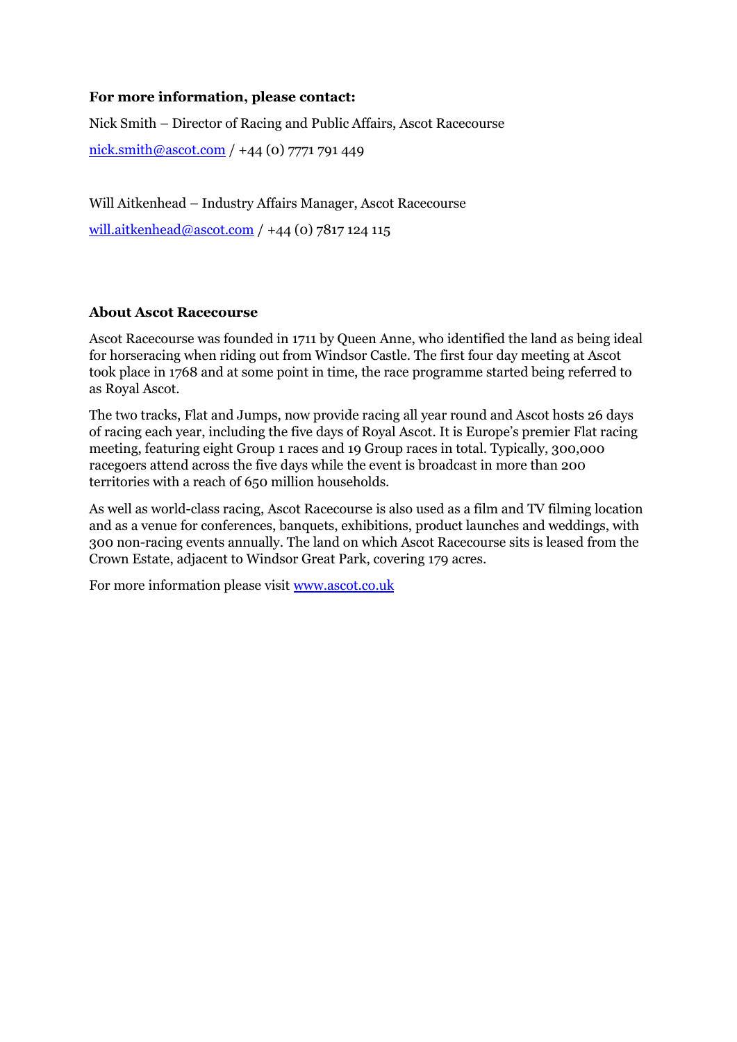**For more information, please contact:**

Nick Smith – Director of Racing and Public Affairs, Ascot Racecourse

nick.smith@ascot.com / +44 (0) 7771 791 449

Will Aitkenhead – Industry Affairs Manager, Ascot Racecourse

will.aitkenhead@ascot.com / +44 (0) 7817 124 115

**About Ascot Racecourse**

Ascot Racecourse was founded in 1711 by Queen Anne, who identified the land as being ideal for horseracing when riding out from Windsor Castle. The first four day meeting at Ascot took place in 1768 and at some point in time, the race programme started being referred to as Royal Ascot.

The two tracks, Flat and Jumps, now provide racing all year round and Ascot hosts 26 days of racing each year, including the five days of Royal Ascot. It is Europe's premier Flat racing meeting, featuring eight Group 1 races and 19 Group races in total. Typically, 300,000 racegoers attend across the five days while the event is broadcast in more than 200 territories with a reach of 650 million households.

As well as world-class racing, Ascot Racecourse is also used as a film and TV filming location and as a venue for conferences, banquets, exhibitions, product launches and weddings, with 300 non-racing events annually. The land on which Ascot Racecourse sits is leased from the Crown Estate, adjacent to Windsor Great Park, covering 179 acres.

For more information please visit www.ascot.co.uk